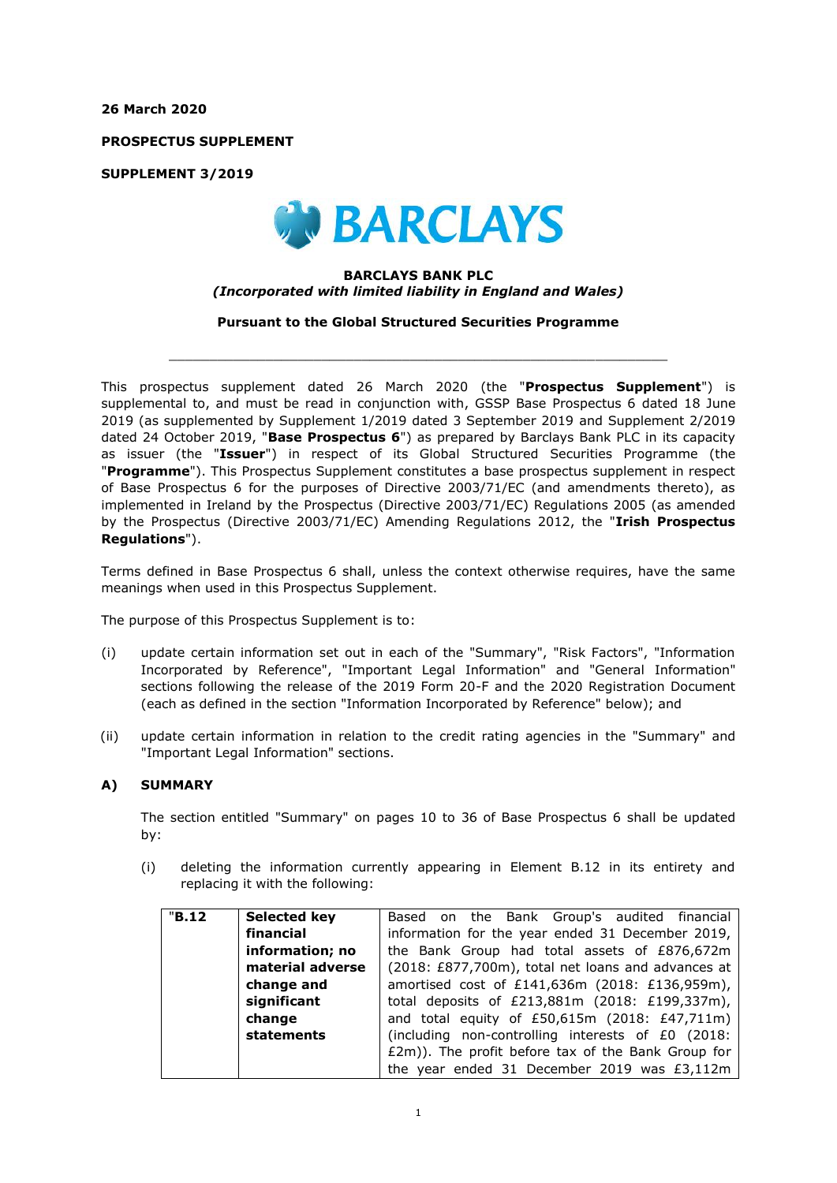**26 March 2020**

**PROSPECTUS SUPPLEMENT**

**SUPPLEMENT 3/2019**

**BARCLAYS**

**BARCLAYS BANK PLC**
***(Incorporated with limited liability in England and Wales)***

**Pursuant to the Global Structured Securities Programme**

---

This prospectus supplement dated 26 March 2020 (the "**Prospectus Supplement**") is supplemental to, and must be read in conjunction with, GSSP Base Prospectus 6 dated 18 June 2019 (as supplemented by Supplement 1/2019 dated 3 September 2019 and Supplement 2/2019 dated 24 October 2019, "**Base Prospectus 6**") as prepared by Barclays Bank PLC in its capacity as issuer (the "**Issuer**") in respect of its Global Structured Securities Programme (the "**Programme**"). This Prospectus Supplement constitutes a base prospectus supplement in respect of Base Prospectus 6 for the purposes of Directive 2003/71/EC (and amendments thereto), as implemented in Ireland by the Prospectus (Directive 2003/71/EC) Regulations 2005 (as amended by the Prospectus (Directive 2003/71/EC) Amending Regulations 2012, the "**Irish Prospectus Regulations**").

Terms defined in Base Prospectus 6 shall, unless the context otherwise requires, have the same meanings when used in this Prospectus Supplement.

The purpose of this Prospectus Supplement is to:

(i) update certain information set out in each of the "Summary", "Risk Factors", "Information Incorporated by Reference", "Important Legal Information" and "General Information" sections following the release of the 2019 Form 20-F and the 2020 Registration Document (each as defined in the section "Information Incorporated by Reference" below); and

(ii) update certain information in relation to the credit rating agencies in the "Summary" and "Important Legal Information" sections.

## A) SUMMARY

The section entitled "Summary" on pages 10 to 36 of Base Prospectus 6 shall be updated by:

(i) deleting the information currently appearing in Element B.12 in its entirety and replacing it with the following:

| "**B.12** | **Selected key financial information; no material adverse change and significant change statements** | Based on the Bank Group's audited financial information for the year ended 31 December 2019, the Bank Group had total assets of £876,672m (2018: £877,700m), total net loans and advances at amortised cost of £141,636m (2018: £136,959m), total deposits of £213,881m (2018: £199,337m), and total equity of £50,615m (2018: £47,711m) (including non-controlling interests of £0 (2018: £2m)). The profit before tax of the Bank Group for the year ended 31 December 2019 was £3,112m |
|---|---|---|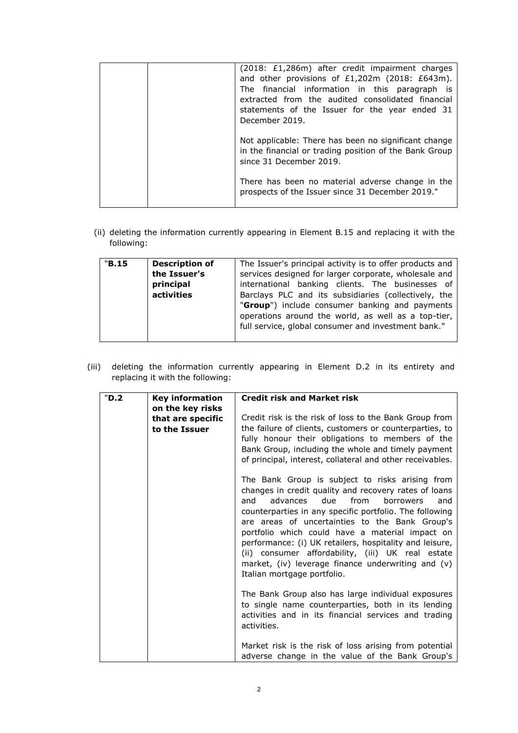| | | (2018: £1,286m) after credit impairment charges and other provisions of £1,202m (2018: £643m). The financial information in this paragraph is extracted from the audited consolidated financial statements of the Issuer for the year ended 31 December 2019.<br><br>Not applicable: There has been no significant change in the financial or trading position of the Bank Group since 31 December 2019.<br><br>There has been no material adverse change in the prospects of the Issuer since 31 December 2019." |
|---|---|---|

(ii) deleting the information currently appearing in Element B.15 and replacing it with the following:

| "**B.15** | **Description of the Issuer's principal activities** | The Issuer's principal activity is to offer products and services designed for larger corporate, wholesale and international banking clients. The businesses of Barclays PLC and its subsidiaries (collectively, the "**Group**") include consumer banking and payments operations around the world, as well as a top-tier, full service, global consumer and investment bank." |
|---|---|---|

(iii) deleting the information currently appearing in Element D.2 in its entirety and replacing it with the following:

| "**D.2** | **Key information on the key risks that are specific to the Issuer** | **Credit risk and Market risk**<br><br>Credit risk is the risk of loss to the Bank Group from the failure of clients, customers or counterparties, to fully honour their obligations to members of the Bank Group, including the whole and timely payment of principal, interest, collateral and other receivables.<br><br>The Bank Group is subject to risks arising from changes in credit quality and recovery rates of loans and advances due from borrowers and counterparties in any specific portfolio. The following are areas of uncertainties to the Bank Group's portfolio which could have a material impact on performance: (i) UK retailers, hospitality and leisure, (ii) consumer affordability, (iii) UK real estate market, (iv) leverage finance underwriting and (v) Italian mortgage portfolio.<br><br>The Bank Group also has large individual exposures to single name counterparties, both in its lending activities and in its financial services and trading activities.<br><br>Market risk is the risk of loss arising from potential adverse change in the value of the Bank Group's |
|---|---|---|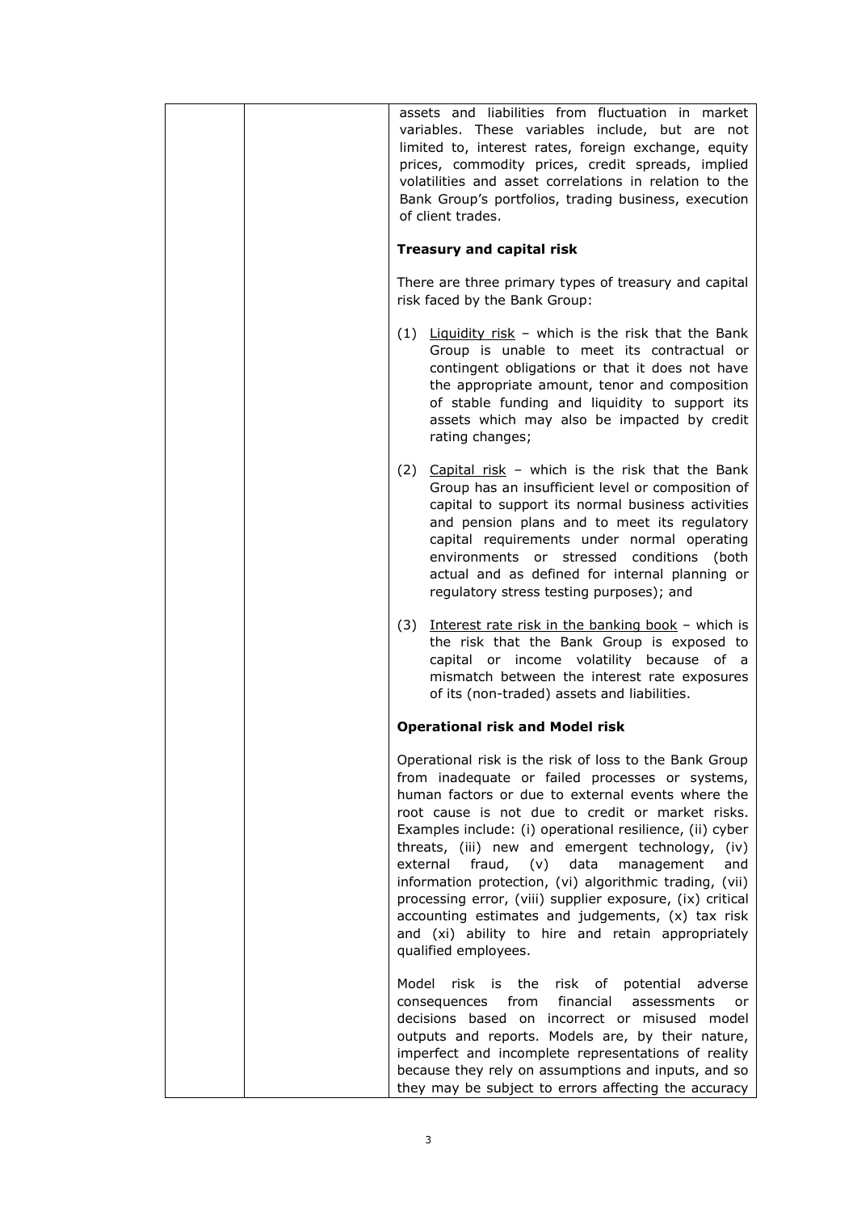| | | assets and liabilities from fluctuation in market variables. These variables include, but are not limited to, interest rates, foreign exchange, equity prices, commodity prices, credit spreads, implied volatilities and asset correlations in relation to the Bank Group's portfolios, trading business, execution of client trades.<br><br>**Treasury and capital risk**<br><br>There are three primary types of treasury and capital risk faced by the Bank Group:<br><br>(1) Liquidity risk – which is the risk that the Bank Group is unable to meet its contractual or contingent obligations or that it does not have the appropriate amount, tenor and composition of stable funding and liquidity to support its assets which may also be impacted by credit rating changes;<br><br>(2) Capital risk – which is the risk that the Bank Group has an insufficient level or composition of capital to support its normal business activities and pension plans and to meet its regulatory capital requirements under normal operating environments or stressed conditions (both actual and as defined for internal planning or regulatory stress testing purposes); and<br><br>(3) Interest rate risk in the banking book – which is the risk that the Bank Group is exposed to capital or income volatility because of a mismatch between the interest rate exposures of its (non-traded) assets and liabilities.<br><br>**Operational risk and Model risk**<br><br>Operational risk is the risk of loss to the Bank Group from inadequate or failed processes or systems, human factors or due to external events where the root cause is not due to credit or market risks. Examples include: (i) operational resilience, (ii) cyber threats, (iii) new and emergent technology, (iv) external fraud, (v) data management and information protection, (vi) algorithmic trading, (vii) processing error, (viii) supplier exposure, (ix) critical accounting estimates and judgements, (x) tax risk and (xi) ability to hire and retain appropriately qualified employees.<br><br>Model risk is the risk of potential adverse consequences from financial assessments or decisions based on incorrect or misused model outputs and reports. Models are, by their nature, imperfect and incomplete representations of reality because they rely on assumptions and inputs, and so they may be subject to errors affecting the accuracy |
|---|---|---|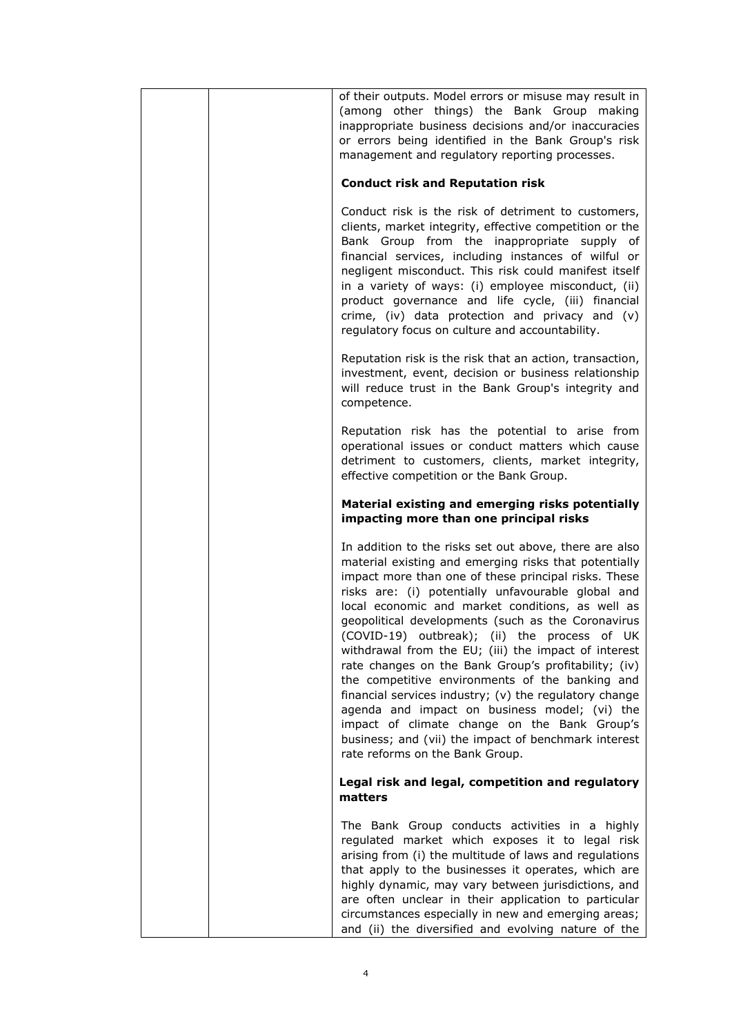of their outputs. Model errors or misuse may result in (among other things) the Bank Group making inappropriate business decisions and/or inaccuracies or errors being identified in the Bank Group's risk management and regulatory reporting processes.

**Conduct risk and Reputation risk**

Conduct risk is the risk of detriment to customers, clients, market integrity, effective competition or the Bank Group from the inappropriate supply of financial services, including instances of wilful or negligent misconduct. This risk could manifest itself in a variety of ways: (i) employee misconduct, (ii) product governance and life cycle, (iii) financial crime, (iv) data protection and privacy and (v) regulatory focus on culture and accountability.

Reputation risk is the risk that an action, transaction, investment, event, decision or business relationship will reduce trust in the Bank Group's integrity and competence.

Reputation risk has the potential to arise from operational issues or conduct matters which cause detriment to customers, clients, market integrity, effective competition or the Bank Group.

**Material existing and emerging risks potentially impacting more than one principal risks**

In addition to the risks set out above, there are also material existing and emerging risks that potentially impact more than one of these principal risks. These risks are: (i) potentially unfavourable global and local economic and market conditions, as well as geopolitical developments (such as the Coronavirus (COVID-19) outbreak); (ii) the process of UK withdrawal from the EU; (iii) the impact of interest rate changes on the Bank Group's profitability; (iv) the competitive environments of the banking and financial services industry; (v) the regulatory change agenda and impact on business model; (vi) the impact of climate change on the Bank Group's business; and (vii) the impact of benchmark interest rate reforms on the Bank Group.

**Legal risk and legal, competition and regulatory matters**

The Bank Group conducts activities in a highly regulated market which exposes it to legal risk arising from (i) the multitude of laws and regulations that apply to the businesses it operates, which are highly dynamic, may vary between jurisdictions, and are often unclear in their application to particular circumstances especially in new and emerging areas; and (ii) the diversified and evolving nature of the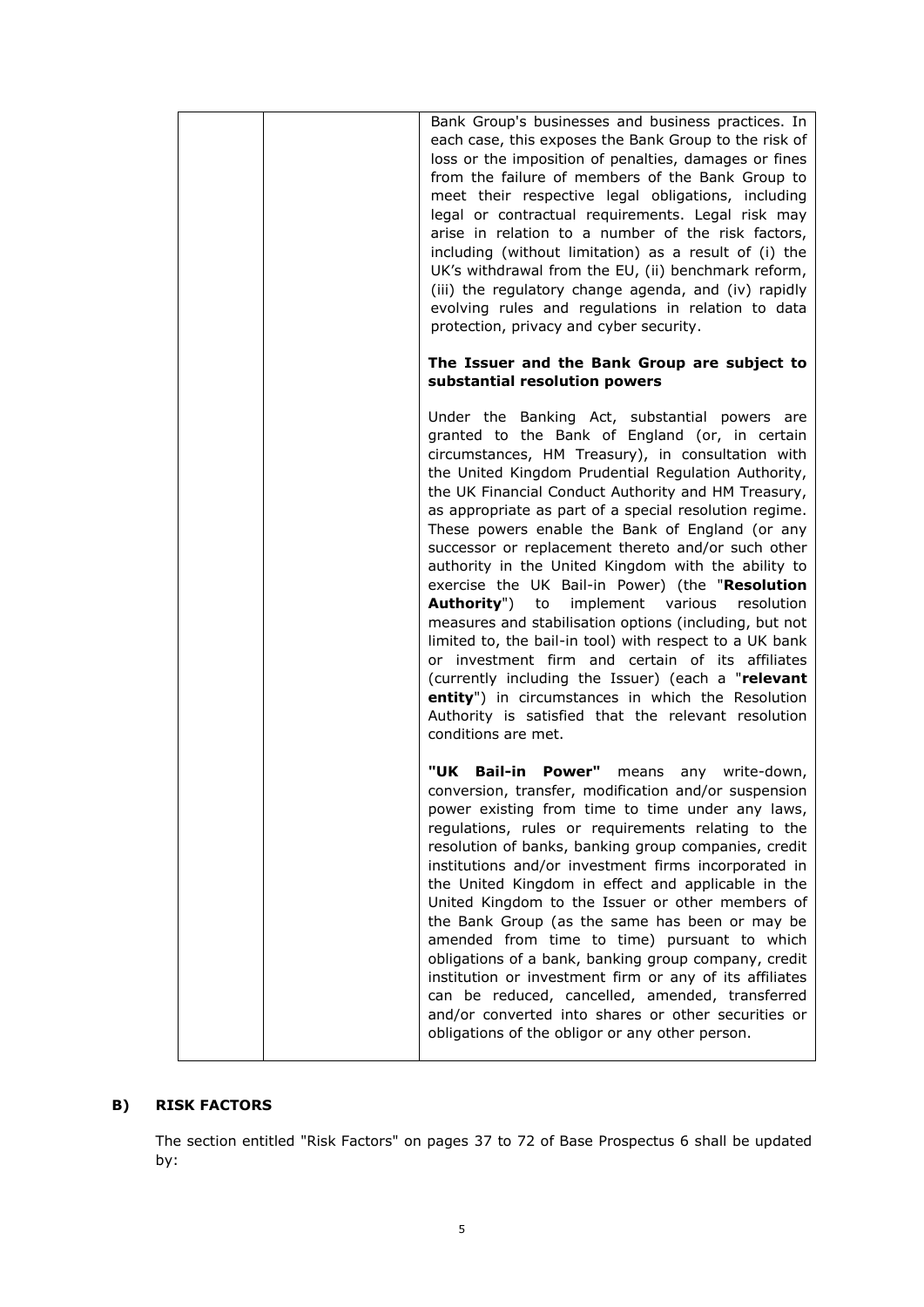| | | Bank Group's businesses and business practices. In each case, this exposes the Bank Group to the risk of loss or the imposition of penalties, damages or fines from the failure of members of the Bank Group to meet their respective legal obligations, including legal or contractual requirements. Legal risk may arise in relation to a number of the risk factors, including (without limitation) as a result of (i) the UK's withdrawal from the EU, (ii) benchmark reform, (iii) the regulatory change agenda, and (iv) rapidly evolving rules and regulations in relation to data protection, privacy and cyber security.<br><br>**The Issuer and the Bank Group are subject to substantial resolution powers**<br><br>Under the Banking Act, substantial powers are granted to the Bank of England (or, in certain circumstances, HM Treasury), in consultation with the United Kingdom Prudential Regulation Authority, the UK Financial Conduct Authority and HM Treasury, as appropriate as part of a special resolution regime. These powers enable the Bank of England (or any successor or replacement thereto and/or such other authority in the United Kingdom with the ability to exercise the UK Bail-in Power) (the "**Resolution Authority**") to implement various resolution measures and stabilisation options (including, but not limited to, the bail-in tool) with respect to a UK bank or investment firm and certain of its affiliates (currently including the Issuer) (each a "**relevant entity**") in circumstances in which the Resolution Authority is satisfied that the relevant resolution conditions are met.<br><br>**"UK Bail-in Power"** means any write-down, conversion, transfer, modification and/or suspension power existing from time to time under any laws, regulations, rules or requirements relating to the resolution of banks, banking group companies, credit institutions and/or investment firms incorporated in the United Kingdom in effect and applicable in the United Kingdom to the Issuer or other members of the Bank Group (as the same has been or may be amended from time to time) pursuant to which obligations of a bank, banking group company, credit institution or investment firm or any of its affiliates can be reduced, cancelled, amended, transferred and/or converted into shares or other securities or obligations of the obligor or any other person. |
|---|---|---|

## B) RISK FACTORS

The section entitled "Risk Factors" on pages 37 to 72 of Base Prospectus 6 shall be updated by: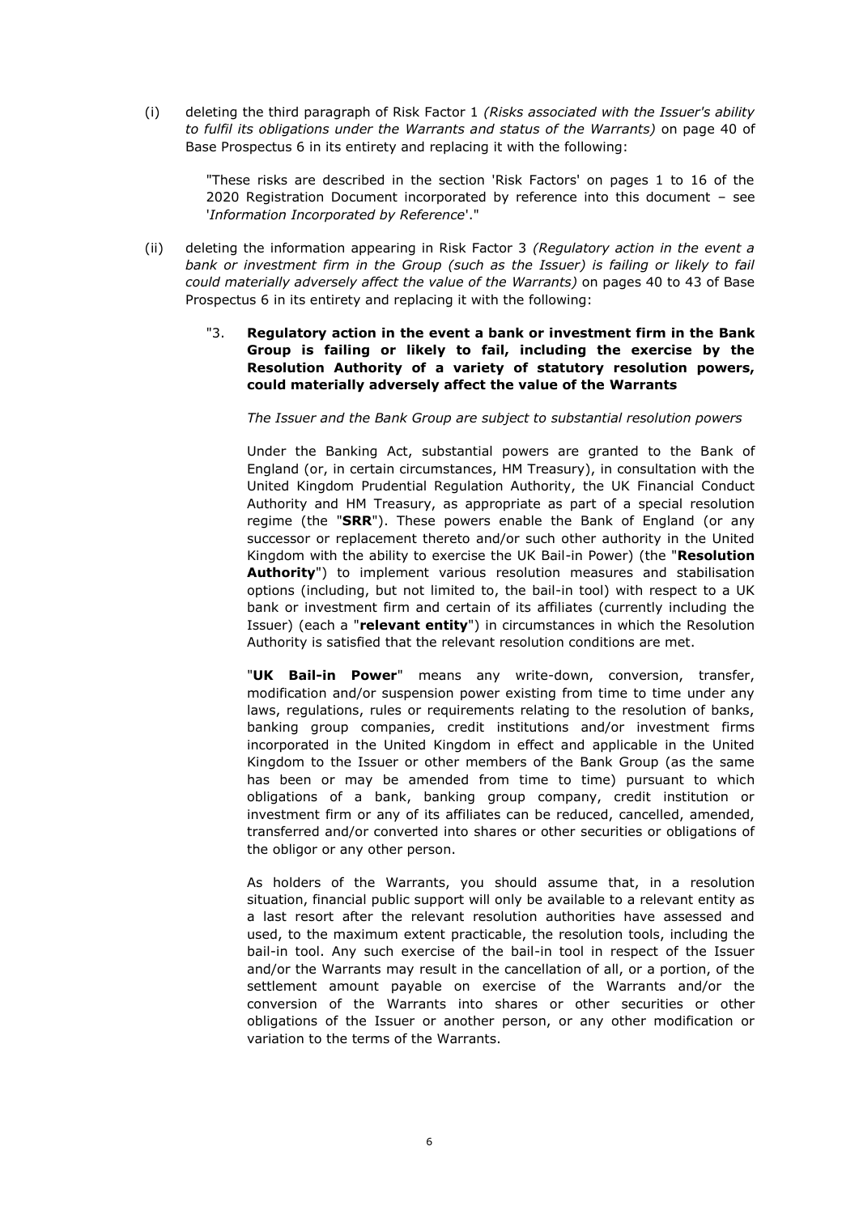(i) deleting the third paragraph of Risk Factor 1 *(Risks associated with the Issuer's ability to fulfil its obligations under the Warrants and status of the Warrants)* on page 40 of Base Prospectus 6 in its entirety and replacing it with the following:

> "These risks are described in the section 'Risk Factors' on pages 1 to 16 of the 2020 Registration Document incorporated by reference into this document – see '*Information Incorporated by Reference*'."

(ii) deleting the information appearing in Risk Factor 3 *(Regulatory action in the event a bank or investment firm in the Group (such as the Issuer) is failing or likely to fail could materially adversely affect the value of the Warrants)* on pages 40 to 43 of Base Prospectus 6 in its entirety and replacing it with the following:

> "3. **Regulatory action in the event a bank or investment firm in the Bank Group is failing or likely to fail, including the exercise by the Resolution Authority of a variety of statutory resolution powers, could materially adversely affect the value of the Warrants**
>
> *The Issuer and the Bank Group are subject to substantial resolution powers*
>
> Under the Banking Act, substantial powers are granted to the Bank of England (or, in certain circumstances, HM Treasury), in consultation with the United Kingdom Prudential Regulation Authority, the UK Financial Conduct Authority and HM Treasury, as appropriate as part of a special resolution regime (the "**SRR**"). These powers enable the Bank of England (or any successor or replacement thereto and/or such other authority in the United Kingdom with the ability to exercise the UK Bail-in Power) (the "**Resolution Authority**") to implement various resolution measures and stabilisation options (including, but not limited to, the bail-in tool) with respect to a UK bank or investment firm and certain of its affiliates (currently including the Issuer) (each a "**relevant entity**") in circumstances in which the Resolution Authority is satisfied that the relevant resolution conditions are met.
>
> "**UK Bail-in Power**" means any write-down, conversion, transfer, modification and/or suspension power existing from time to time under any laws, regulations, rules or requirements relating to the resolution of banks, banking group companies, credit institutions and/or investment firms incorporated in the United Kingdom in effect and applicable in the United Kingdom to the Issuer or other members of the Bank Group (as the same has been or may be amended from time to time) pursuant to which obligations of a bank, banking group company, credit institution or investment firm or any of its affiliates can be reduced, cancelled, amended, transferred and/or converted into shares or other securities or obligations of the obligor or any other person.
>
> As holders of the Warrants, you should assume that, in a resolution situation, financial public support will only be available to a relevant entity as a last resort after the relevant resolution authorities have assessed and used, to the maximum extent practicable, the resolution tools, including the bail-in tool. Any such exercise of the bail-in tool in respect of the Issuer and/or the Warrants may result in the cancellation of all, or a portion, of the settlement amount payable on exercise of the Warrants and/or the conversion of the Warrants into shares or other securities or other obligations of the Issuer or another person, or any other modification or variation to the terms of the Warrants.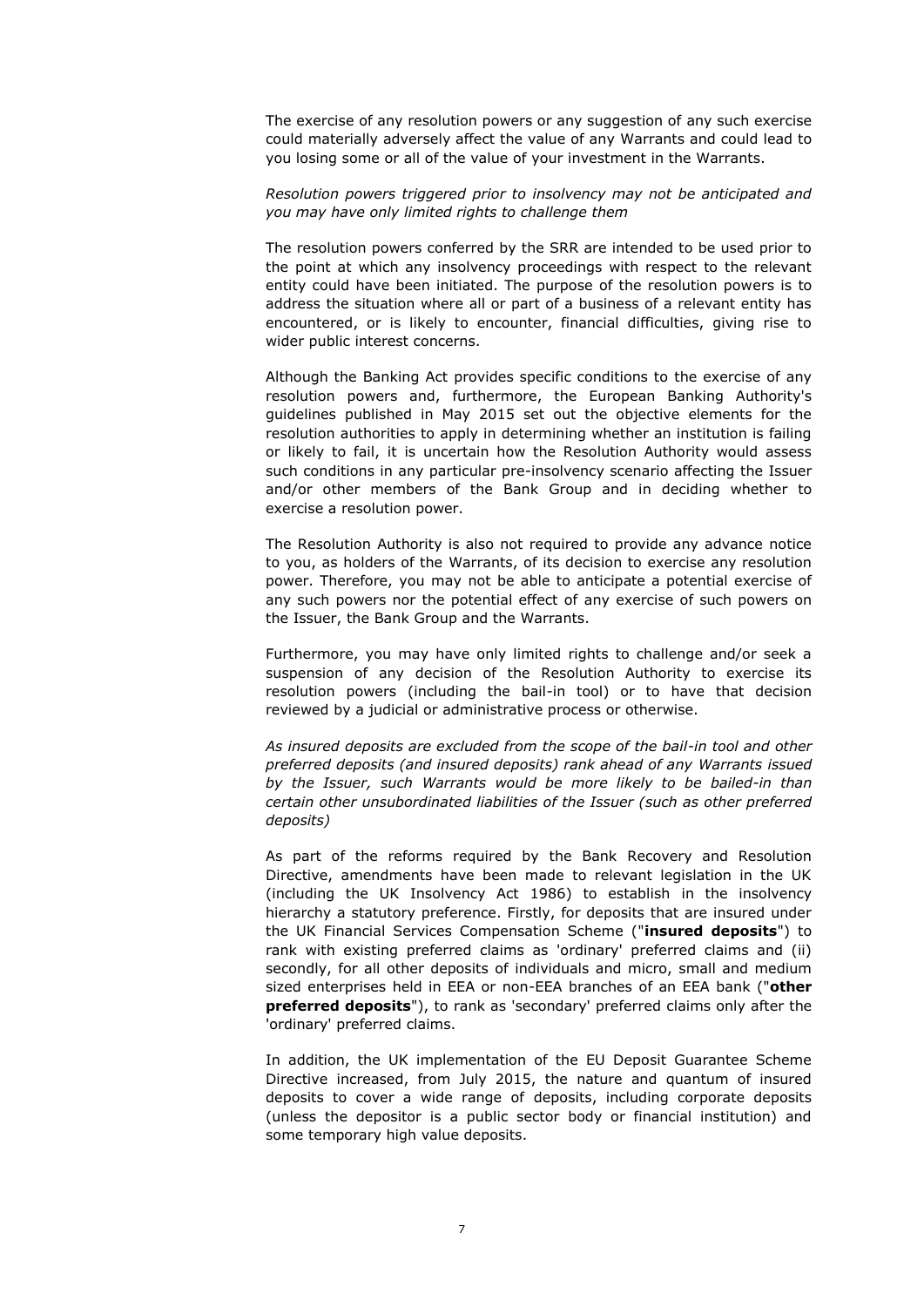The exercise of any resolution powers or any suggestion of any such exercise could materially adversely affect the value of any Warrants and could lead to you losing some or all of the value of your investment in the Warrants.

*Resolution powers triggered prior to insolvency may not be anticipated and you may have only limited rights to challenge them*

The resolution powers conferred by the SRR are intended to be used prior to the point at which any insolvency proceedings with respect to the relevant entity could have been initiated. The purpose of the resolution powers is to address the situation where all or part of a business of a relevant entity has encountered, or is likely to encounter, financial difficulties, giving rise to wider public interest concerns.

Although the Banking Act provides specific conditions to the exercise of any resolution powers and, furthermore, the European Banking Authority's guidelines published in May 2015 set out the objective elements for the resolution authorities to apply in determining whether an institution is failing or likely to fail, it is uncertain how the Resolution Authority would assess such conditions in any particular pre-insolvency scenario affecting the Issuer and/or other members of the Bank Group and in deciding whether to exercise a resolution power.

The Resolution Authority is also not required to provide any advance notice to you, as holders of the Warrants, of its decision to exercise any resolution power. Therefore, you may not be able to anticipate a potential exercise of any such powers nor the potential effect of any exercise of such powers on the Issuer, the Bank Group and the Warrants.

Furthermore, you may have only limited rights to challenge and/or seek a suspension of any decision of the Resolution Authority to exercise its resolution powers (including the bail-in tool) or to have that decision reviewed by a judicial or administrative process or otherwise.

*As insured deposits are excluded from the scope of the bail-in tool and other preferred deposits (and insured deposits) rank ahead of any Warrants issued by the Issuer, such Warrants would be more likely to be bailed-in than certain other unsubordinated liabilities of the Issuer (such as other preferred deposits)*

As part of the reforms required by the Bank Recovery and Resolution Directive, amendments have been made to relevant legislation in the UK (including the UK Insolvency Act 1986) to establish in the insolvency hierarchy a statutory preference. Firstly, for deposits that are insured under the UK Financial Services Compensation Scheme ("**insured deposits**") to rank with existing preferred claims as 'ordinary' preferred claims and (ii) secondly, for all other deposits of individuals and micro, small and medium sized enterprises held in EEA or non-EEA branches of an EEA bank ("**other preferred deposits**"), to rank as 'secondary' preferred claims only after the 'ordinary' preferred claims.

In addition, the UK implementation of the EU Deposit Guarantee Scheme Directive increased, from July 2015, the nature and quantum of insured deposits to cover a wide range of deposits, including corporate deposits (unless the depositor is a public sector body or financial institution) and some temporary high value deposits.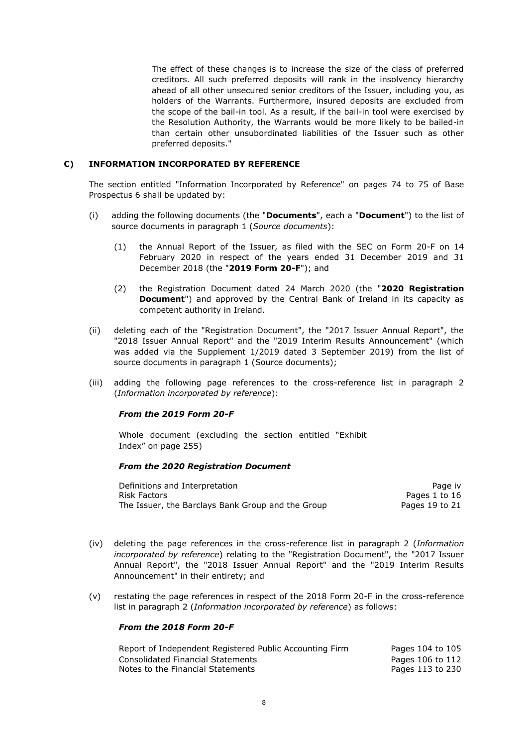The effect of these changes is to increase the size of the class of preferred creditors. All such preferred deposits will rank in the insolvency hierarchy ahead of all other unsecured senior creditors of the Issuer, including you, as holders of the Warrants. Furthermore, insured deposits are excluded from the scope of the bail-in tool. As a result, if the bail-in tool were exercised by the Resolution Authority, the Warrants would be more likely to be bailed-in than certain other unsubordinated liabilities of the Issuer such as other preferred deposits."

## C) INFORMATION INCORPORATED BY REFERENCE

The section entitled "Information Incorporated by Reference" on pages 74 to 75 of Base Prospectus 6 shall be updated by:

(i) adding the following documents (the "**Documents**", each a "**Document**") to the list of source documents in paragraph 1 (*Source documents*):

   (1) the Annual Report of the Issuer, as filed with the SEC on Form 20-F on 14 February 2020 in respect of the years ended 31 December 2019 and 31 December 2018 (the "**2019 Form 20-F**"); and

   (2) the Registration Document dated 24 March 2020 (the "**2020 Registration Document**") and approved by the Central Bank of Ireland in its capacity as competent authority in Ireland.

(ii) deleting each of the "Registration Document", the "2017 Issuer Annual Report", the "2018 Issuer Annual Report" and the "2019 Interim Results Announcement" (which was added via the Supplement 1/2019 dated 3 September 2019) from the list of source documents in paragraph 1 (Source documents);

(iii) adding the following page references to the cross-reference list in paragraph 2 (*Information incorporated by reference*):

***From the 2019 Form 20-F***

Whole document (excluding the section entitled "Exhibit Index" on page 255)

***From the 2020 Registration Document***

| | |
|---|---|
| Definitions and Interpretation | Page iv |
| Risk Factors | Pages 1 to 16 |
| The Issuer, the Barclays Bank Group and the Group | Pages 19 to 21 |

(iv) deleting the page references in the cross-reference list in paragraph 2 (*Information incorporated by reference*) relating to the "Registration Document", the "2017 Issuer Annual Report", the "2018 Issuer Annual Report" and the "2019 Interim Results Announcement" in their entirety; and

(v) restating the page references in respect of the 2018 Form 20-F in the cross-reference list in paragraph 2 (*Information incorporated by reference*) as follows:

***From the 2018 Form 20-F***

| | |
|---|---|
| Report of Independent Registered Public Accounting Firm | Pages 104 to 105 |
| Consolidated Financial Statements | Pages 106 to 112 |
| Notes to the Financial Statements | Pages 113 to 230 |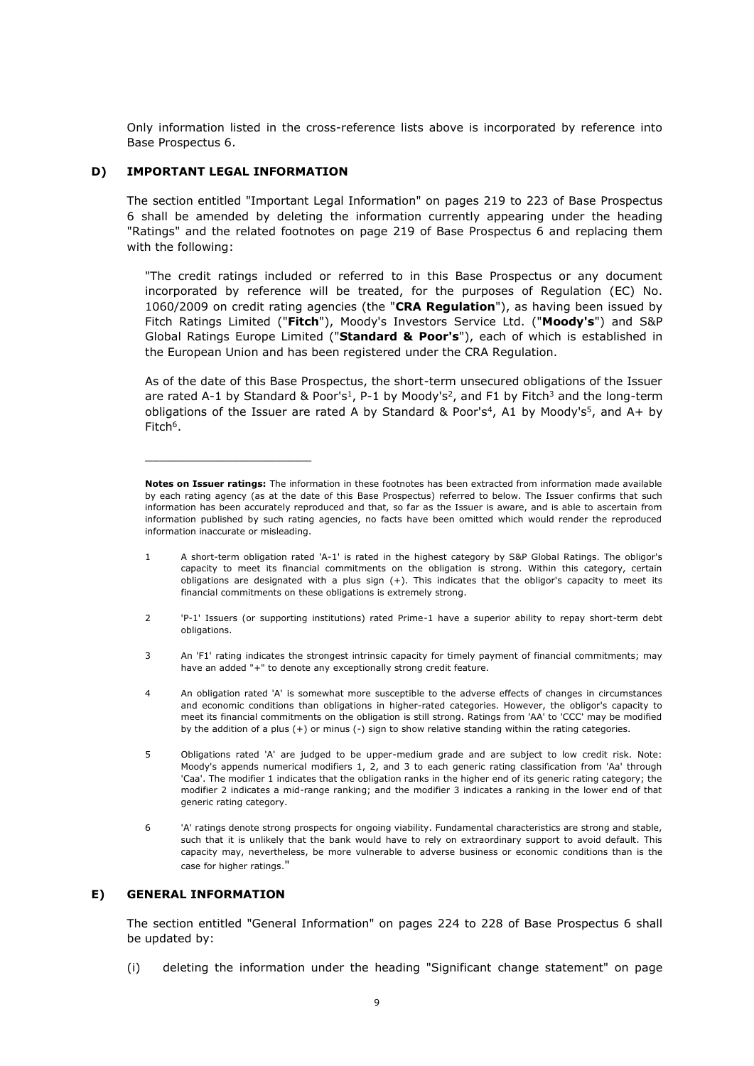Only information listed in the cross-reference lists above is incorporated by reference into Base Prospectus 6.

## D) IMPORTANT LEGAL INFORMATION

The section entitled "Important Legal Information" on pages 219 to 223 of Base Prospectus 6 shall be amended by deleting the information currently appearing under the heading "Ratings" and the related footnotes on page 219 of Base Prospectus 6 and replacing them with the following:

"The credit ratings included or referred to in this Base Prospectus or any document incorporated by reference will be treated, for the purposes of Regulation (EC) No. 1060/2009 on credit rating agencies (the "**CRA Regulation**"), as having been issued by Fitch Ratings Limited ("**Fitch**"), Moody's Investors Service Ltd. ("**Moody's**") and S&P Global Ratings Europe Limited ("**Standard & Poor's**"), each of which is established in the European Union and has been registered under the CRA Regulation.

As of the date of this Base Prospectus, the short-term unsecured obligations of the Issuer are rated A-1 by Standard & Poor's[1], P-1 by Moody's[2], and F1 by Fitch[3] and the long-term obligations of the Issuer are rated A by Standard & Poor's[4], A1 by Moody's[5], and A+ by Fitch[6].

---

**Notes on Issuer ratings:** The information in these footnotes has been extracted from information made available by each rating agency (as at the date of this Base Prospectus) referred to below. The Issuer confirms that such information has been accurately reproduced and that, so far as the Issuer is aware, and is able to ascertain from information published by such rating agencies, no facts have been omitted which would render the reproduced information inaccurate or misleading.

1 A short-term obligation rated 'A-1' is rated in the highest category by S&P Global Ratings. The obligor's capacity to meet its financial commitments on the obligation is strong. Within this category, certain obligations are designated with a plus sign (+). This indicates that the obligor's capacity to meet its financial commitments on these obligations is extremely strong.

2 'P-1' Issuers (or supporting institutions) rated Prime-1 have a superior ability to repay short-term debt obligations.

3 An 'F1' rating indicates the strongest intrinsic capacity for timely payment of financial commitments; may have an added "+" to denote any exceptionally strong credit feature.

4 An obligation rated 'A' is somewhat more susceptible to the adverse effects of changes in circumstances and economic conditions than obligations in higher-rated categories. However, the obligor's capacity to meet its financial commitments on the obligation is still strong. Ratings from 'AA' to 'CCC' may be modified by the addition of a plus (+) or minus (-) sign to show relative standing within the rating categories.

5 Obligations rated 'A' are judged to be upper-medium grade and are subject to low credit risk. Note: Moody's appends numerical modifiers 1, 2, and 3 to each generic rating classification from 'Aa' through 'Caa'. The modifier 1 indicates that the obligation ranks in the higher end of its generic rating category; the modifier 2 indicates a mid-range ranking; and the modifier 3 indicates a ranking in the lower end of that generic rating category.

6 'A' ratings denote strong prospects for ongoing viability. Fundamental characteristics are strong and stable, such that it is unlikely that the bank would have to rely on extraordinary support to avoid default. This capacity may, nevertheless, be more vulnerable to adverse business or economic conditions than is the case for higher ratings."

## E) GENERAL INFORMATION

The section entitled "General Information" on pages 224 to 228 of Base Prospectus 6 shall be updated by:

(i) deleting the information under the heading "Significant change statement" on page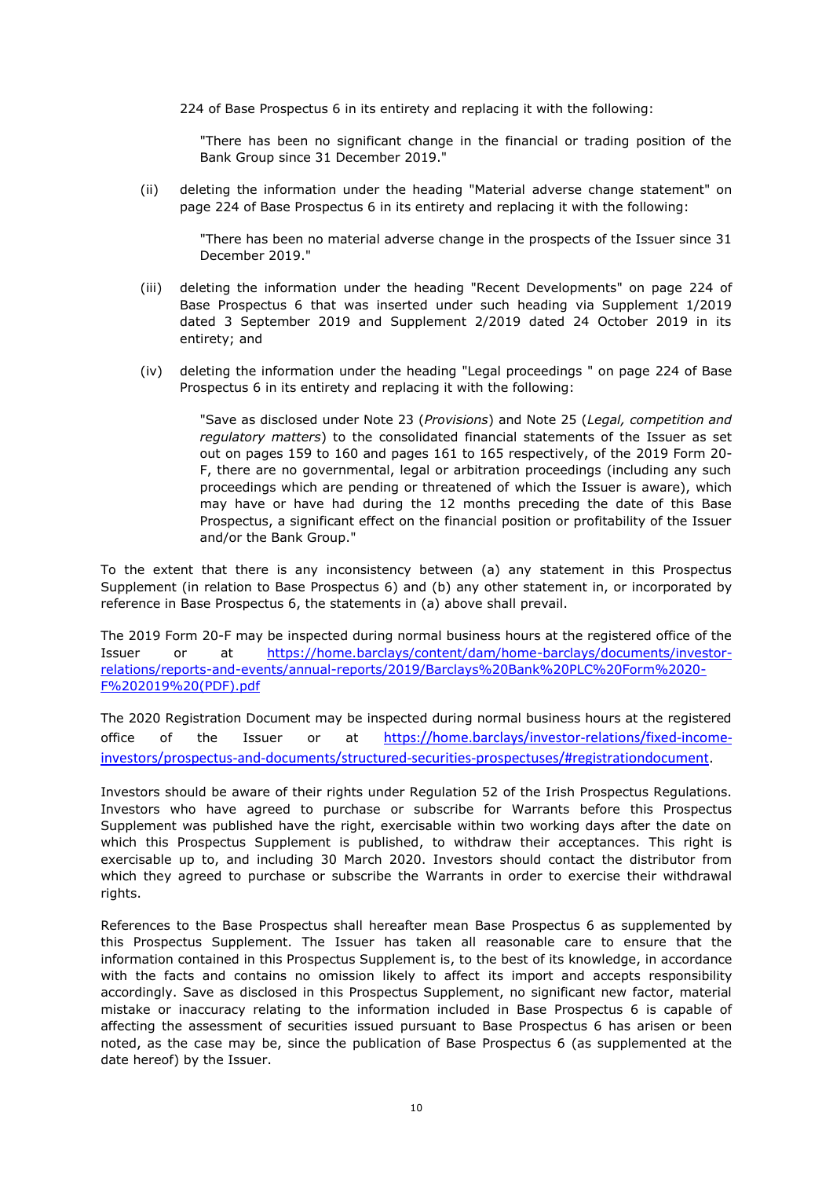224 of Base Prospectus 6 in its entirety and replacing it with the following:

> "There has been no significant change in the financial or trading position of the Bank Group since 31 December 2019."

(ii) deleting the information under the heading "Material adverse change statement" on page 224 of Base Prospectus 6 in its entirety and replacing it with the following:

> "There has been no material adverse change in the prospects of the Issuer since 31 December 2019."

(iii) deleting the information under the heading "Recent Developments" on page 224 of Base Prospectus 6 that was inserted under such heading via Supplement 1/2019 dated 3 September 2019 and Supplement 2/2019 dated 24 October 2019 in its entirety; and

(iv) deleting the information under the heading "Legal proceedings " on page 224 of Base Prospectus 6 in its entirety and replacing it with the following:

> "Save as disclosed under Note 23 (*Provisions*) and Note 25 (*Legal, competition and regulatory matters*) to the consolidated financial statements of the Issuer as set out on pages 159 to 160 and pages 161 to 165 respectively, of the 2019 Form 20-F, there are no governmental, legal or arbitration proceedings (including any such proceedings which are pending or threatened of which the Issuer is aware), which may have or have had during the 12 months preceding the date of this Base Prospectus, a significant effect on the financial position or profitability of the Issuer and/or the Bank Group."

To the extent that there is any inconsistency between (a) any statement in this Prospectus Supplement (in relation to Base Prospectus 6) and (b) any other statement in, or incorporated by reference in Base Prospectus 6, the statements in (a) above shall prevail.

The 2019 Form 20-F may be inspected during normal business hours at the registered office of the Issuer or at https://home.barclays/content/dam/home-barclays/documents/investor-relations/reports-and-events/annual-reports/2019/Barclays%20Bank%20PLC%20Form%2020-F%202019%20(PDF).pdf

The 2020 Registration Document may be inspected during normal business hours at the registered office of the Issuer or at https://home.barclays/investor-relations/fixed-income-investors/prospectus-and-documents/structured-securities-prospectuses/#registrationdocument.

Investors should be aware of their rights under Regulation 52 of the Irish Prospectus Regulations. Investors who have agreed to purchase or subscribe for Warrants before this Prospectus Supplement was published have the right, exercisable within two working days after the date on which this Prospectus Supplement is published, to withdraw their acceptances. This right is exercisable up to, and including 30 March 2020. Investors should contact the distributor from which they agreed to purchase or subscribe the Warrants in order to exercise their withdrawal rights.

References to the Base Prospectus shall hereafter mean Base Prospectus 6 as supplemented by this Prospectus Supplement. The Issuer has taken all reasonable care to ensure that the information contained in this Prospectus Supplement is, to the best of its knowledge, in accordance with the facts and contains no omission likely to affect its import and accepts responsibility accordingly. Save as disclosed in this Prospectus Supplement, no significant new factor, material mistake or inaccuracy relating to the information included in Base Prospectus 6 is capable of affecting the assessment of securities issued pursuant to Base Prospectus 6 has arisen or been noted, as the case may be, since the publication of Base Prospectus 6 (as supplemented at the date hereof) by the Issuer.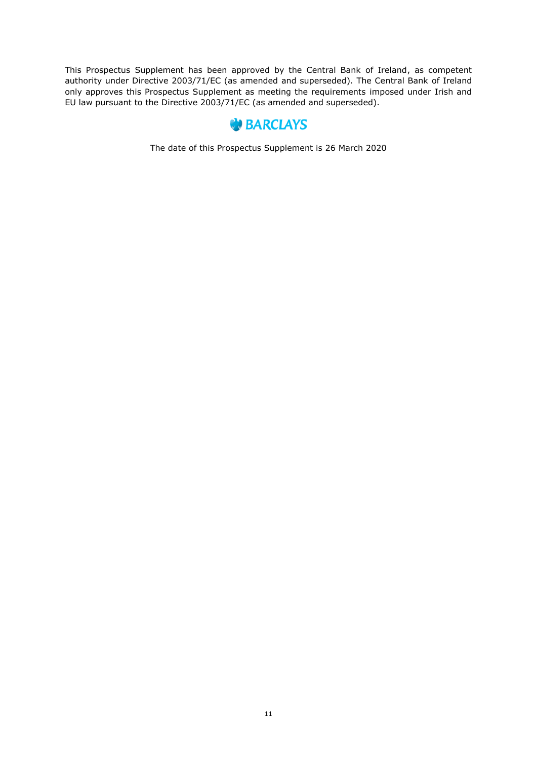This Prospectus Supplement has been approved by the Central Bank of Ireland, as competent authority under Directive 2003/71/EC (as amended and superseded). The Central Bank of Ireland only approves this Prospectus Supplement as meeting the requirements imposed under Irish and EU law pursuant to the Directive 2003/71/EC (as amended and superseded).

BARCLAYS

The date of this Prospectus Supplement is 26 March 2020